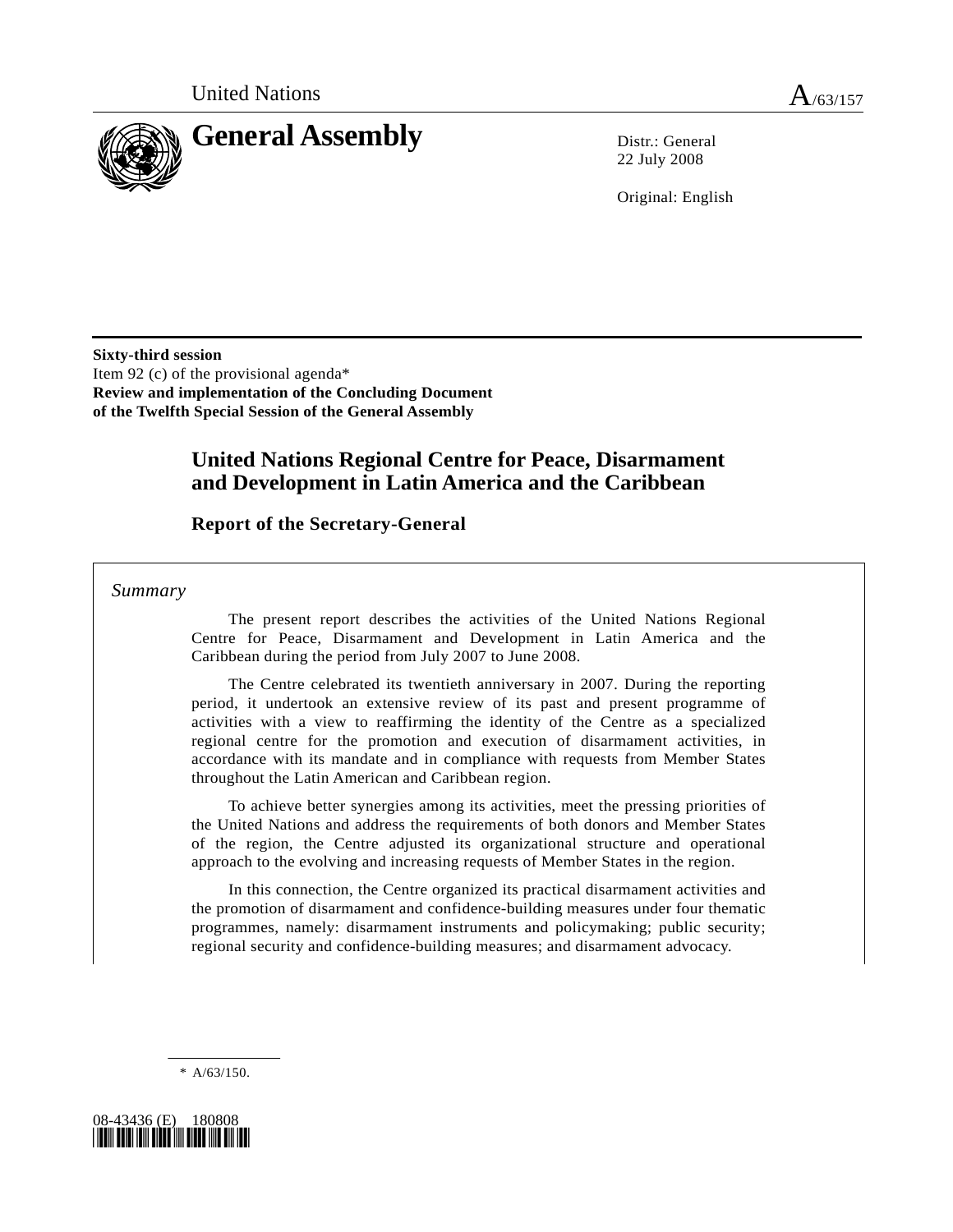United Nations A/63/157

# General Assembly

Distr.: General
22 July 2008

Original: English

**Sixty-third session**
Item 92 (c) of the provisional agenda*
**Review and implementation of the Concluding Document of the Twelfth Special Session of the General Assembly**

## United Nations Regional Centre for Peace, Disarmament and Development in Latin America and the Caribbean

### Report of the Secretary-General

*Summary*

The present report describes the activities of the United Nations Regional Centre for Peace, Disarmament and Development in Latin America and the Caribbean during the period from July 2007 to June 2008.

The Centre celebrated its twentieth anniversary in 2007. During the reporting period, it undertook an extensive review of its past and present programme of activities with a view to reaffirming the identity of the Centre as a specialized regional centre for the promotion and execution of disarmament activities, in accordance with its mandate and in compliance with requests from Member States throughout the Latin American and Caribbean region.

To achieve better synergies among its activities, meet the pressing priorities of the United Nations and address the requirements of both donors and Member States of the region, the Centre adjusted its organizational structure and operational approach to the evolving and increasing requests of Member States in the region.

In this connection, the Centre organized its practical disarmament activities and the promotion of disarmament and confidence-building measures under four thematic programmes, namely: disarmament instruments and policymaking; public security; regional security and confidence-building measures; and disarmament advocacy.

---

\* A/63/150.

08-43436 (E) 180808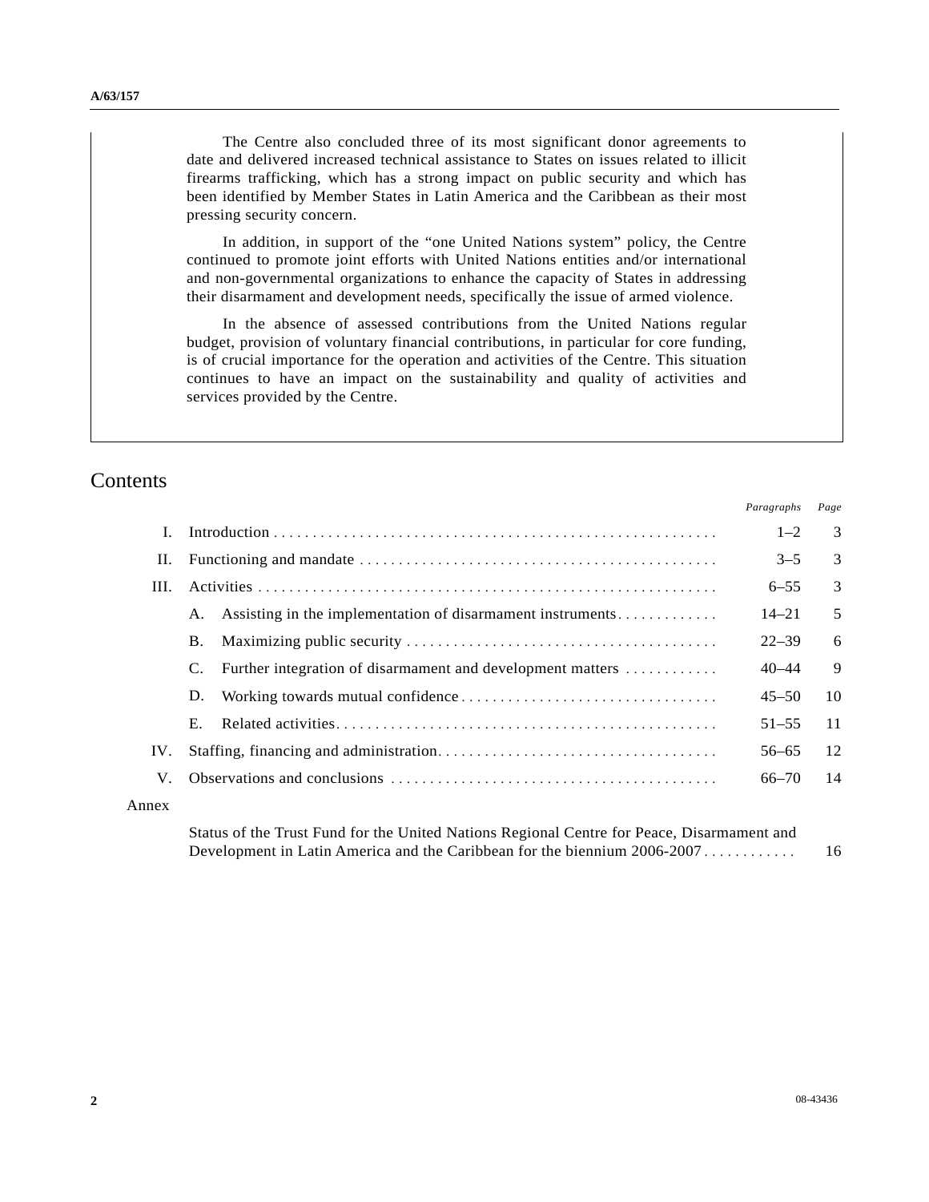The Centre also concluded three of its most significant donor agreements to date and delivered increased technical assistance to States on issues related to illicit firearms trafficking, which has a strong impact on public security and which has been identified by Member States in Latin America and the Caribbean as their most pressing security concern.

In addition, in support of the "one United Nations system" policy, the Centre continued to promote joint efforts with United Nations entities and/or international and non-governmental organizations to enhance the capacity of States in addressing their disarmament and development needs, specifically the issue of armed violence.

In the absence of assessed contributions from the United Nations regular budget, provision of voluntary financial contributions, in particular for core funding, is of crucial importance for the operation and activities of the Centre. This situation continues to have an impact on the sustainability and quality of activities and services provided by the Centre.

# Contents

| | | *Paragraphs* | *Page* |
|---|---|---|---|
| I. | Introduction | 1–2 | 3 |
| II. | Functioning and mandate | 3–5 | 3 |
| III. | Activities | 6–55 | 3 |
| | A. Assisting in the implementation of disarmament instruments | 14–21 | 5 |
| | B. Maximizing public security | 22–39 | 6 |
| | C. Further integration of disarmament and development matters | 40–44 | 9 |
| | D. Working towards mutual confidence | 45–50 | 10 |
| | E. Related activities | 51–55 | 11 |
| IV. | Staffing, financing and administration | 56–65 | 12 |
| V. | Observations and conclusions | 66–70 | 14 |
| Annex | | | |
| | Status of the Trust Fund for the United Nations Regional Centre for Peace, Disarmament and Development in Latin America and the Caribbean for the biennium 2006-2007 | | 16 |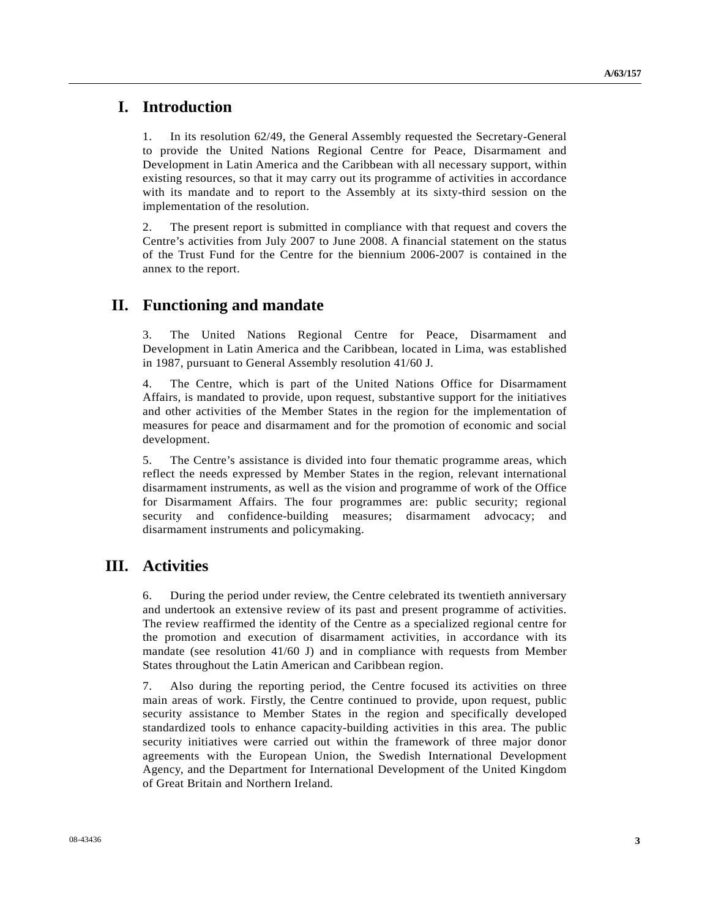# I. Introduction

1. In its resolution 62/49, the General Assembly requested the Secretary-General to provide the United Nations Regional Centre for Peace, Disarmament and Development in Latin America and the Caribbean with all necessary support, within existing resources, so that it may carry out its programme of activities in accordance with its mandate and to report to the Assembly at its sixty-third session on the implementation of the resolution.

2. The present report is submitted in compliance with that request and covers the Centre's activities from July 2007 to June 2008. A financial statement on the status of the Trust Fund for the Centre for the biennium 2006-2007 is contained in the annex to the report.

# II. Functioning and mandate

3. The United Nations Regional Centre for Peace, Disarmament and Development in Latin America and the Caribbean, located in Lima, was established in 1987, pursuant to General Assembly resolution 41/60 J.

4. The Centre, which is part of the United Nations Office for Disarmament Affairs, is mandated to provide, upon request, substantive support for the initiatives and other activities of the Member States in the region for the implementation of measures for peace and disarmament and for the promotion of economic and social development.

5. The Centre's assistance is divided into four thematic programme areas, which reflect the needs expressed by Member States in the region, relevant international disarmament instruments, as well as the vision and programme of work of the Office for Disarmament Affairs. The four programmes are: public security; regional security and confidence-building measures; disarmament advocacy; and disarmament instruments and policymaking.

# III. Activities

6. During the period under review, the Centre celebrated its twentieth anniversary and undertook an extensive review of its past and present programme of activities. The review reaffirmed the identity of the Centre as a specialized regional centre for the promotion and execution of disarmament activities, in accordance with its mandate (see resolution 41/60 J) and in compliance with requests from Member States throughout the Latin American and Caribbean region.

7. Also during the reporting period, the Centre focused its activities on three main areas of work. Firstly, the Centre continued to provide, upon request, public security assistance to Member States in the region and specifically developed standardized tools to enhance capacity-building activities in this area. The public security initiatives were carried out within the framework of three major donor agreements with the European Union, the Swedish International Development Agency, and the Department for International Development of the United Kingdom of Great Britain and Northern Ireland.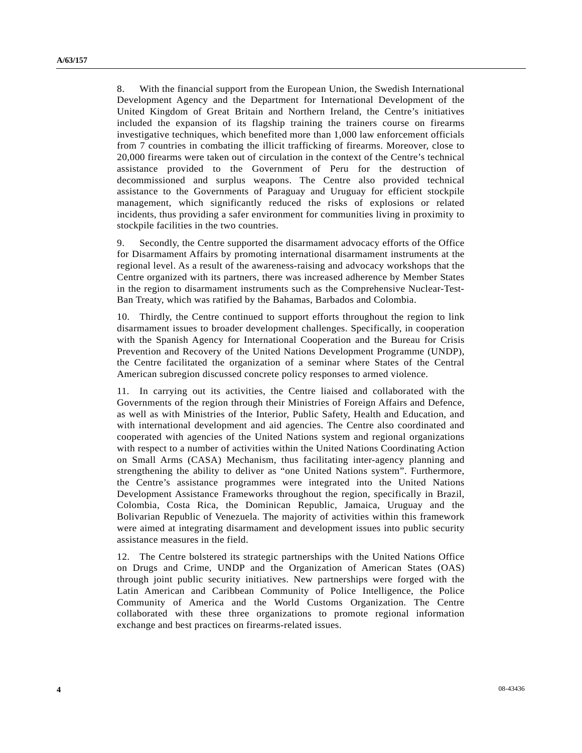8. With the financial support from the European Union, the Swedish International Development Agency and the Department for International Development of the United Kingdom of Great Britain and Northern Ireland, the Centre's initiatives included the expansion of its flagship training the trainers course on firearms investigative techniques, which benefited more than 1,000 law enforcement officials from 7 countries in combating the illicit trafficking of firearms. Moreover, close to 20,000 firearms were taken out of circulation in the context of the Centre's technical assistance provided to the Government of Peru for the destruction of decommissioned and surplus weapons. The Centre also provided technical assistance to the Governments of Paraguay and Uruguay for efficient stockpile management, which significantly reduced the risks of explosions or related incidents, thus providing a safer environment for communities living in proximity to stockpile facilities in the two countries.

9. Secondly, the Centre supported the disarmament advocacy efforts of the Office for Disarmament Affairs by promoting international disarmament instruments at the regional level. As a result of the awareness-raising and advocacy workshops that the Centre organized with its partners, there was increased adherence by Member States in the region to disarmament instruments such as the Comprehensive Nuclear-Test-Ban Treaty, which was ratified by the Bahamas, Barbados and Colombia.

10. Thirdly, the Centre continued to support efforts throughout the region to link disarmament issues to broader development challenges. Specifically, in cooperation with the Spanish Agency for International Cooperation and the Bureau for Crisis Prevention and Recovery of the United Nations Development Programme (UNDP), the Centre facilitated the organization of a seminar where States of the Central American subregion discussed concrete policy responses to armed violence.

11. In carrying out its activities, the Centre liaised and collaborated with the Governments of the region through their Ministries of Foreign Affairs and Defence, as well as with Ministries of the Interior, Public Safety, Health and Education, and with international development and aid agencies. The Centre also coordinated and cooperated with agencies of the United Nations system and regional organizations with respect to a number of activities within the United Nations Coordinating Action on Small Arms (CASA) Mechanism, thus facilitating inter-agency planning and strengthening the ability to deliver as "one United Nations system". Furthermore, the Centre's assistance programmes were integrated into the United Nations Development Assistance Frameworks throughout the region, specifically in Brazil, Colombia, Costa Rica, the Dominican Republic, Jamaica, Uruguay and the Bolivarian Republic of Venezuela. The majority of activities within this framework were aimed at integrating disarmament and development issues into public security assistance measures in the field.

12. The Centre bolstered its strategic partnerships with the United Nations Office on Drugs and Crime, UNDP and the Organization of American States (OAS) through joint public security initiatives. New partnerships were forged with the Latin American and Caribbean Community of Police Intelligence, the Police Community of America and the World Customs Organization. The Centre collaborated with these three organizations to promote regional information exchange and best practices on firearms-related issues.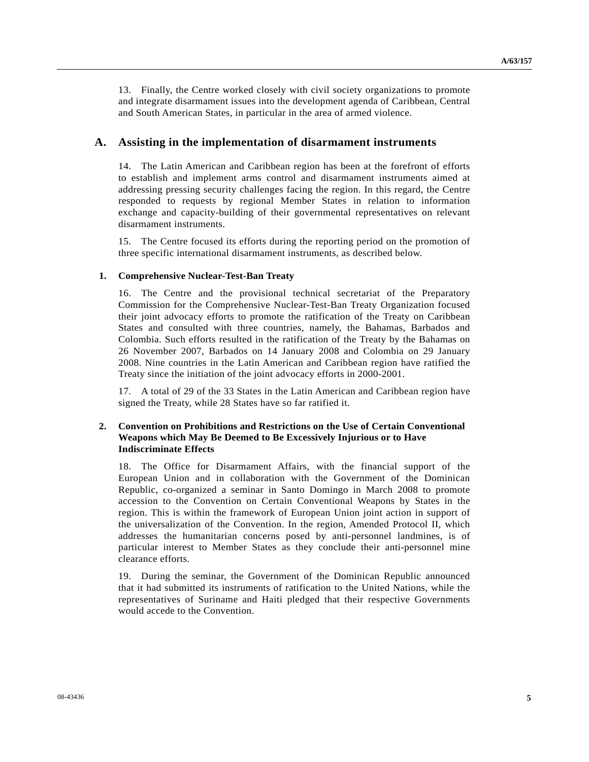13. Finally, the Centre worked closely with civil society organizations to promote and integrate disarmament issues into the development agenda of Caribbean, Central and South American States, in particular in the area of armed violence.

## A. Assisting in the implementation of disarmament instruments

14. The Latin American and Caribbean region has been at the forefront of efforts to establish and implement arms control and disarmament instruments aimed at addressing pressing security challenges facing the region. In this regard, the Centre responded to requests by regional Member States in relation to information exchange and capacity-building of their governmental representatives on relevant disarmament instruments.

15. The Centre focused its efforts during the reporting period on the promotion of three specific international disarmament instruments, as described below.

### 1. Comprehensive Nuclear-Test-Ban Treaty

16. The Centre and the provisional technical secretariat of the Preparatory Commission for the Comprehensive Nuclear-Test-Ban Treaty Organization focused their joint advocacy efforts to promote the ratification of the Treaty on Caribbean States and consulted with three countries, namely, the Bahamas, Barbados and Colombia. Such efforts resulted in the ratification of the Treaty by the Bahamas on 26 November 2007, Barbados on 14 January 2008 and Colombia on 29 January 2008. Nine countries in the Latin American and Caribbean region have ratified the Treaty since the initiation of the joint advocacy efforts in 2000-2001.

17. A total of 29 of the 33 States in the Latin American and Caribbean region have signed the Treaty, while 28 States have so far ratified it.

### 2. Convention on Prohibitions and Restrictions on the Use of Certain Conventional Weapons which May Be Deemed to Be Excessively Injurious or to Have Indiscriminate Effects

18. The Office for Disarmament Affairs, with the financial support of the European Union and in collaboration with the Government of the Dominican Republic, co-organized a seminar in Santo Domingo in March 2008 to promote accession to the Convention on Certain Conventional Weapons by States in the region. This is within the framework of European Union joint action in support of the universalization of the Convention. In the region, Amended Protocol II, which addresses the humanitarian concerns posed by anti-personnel landmines, is of particular interest to Member States as they conclude their anti-personnel mine clearance efforts.

19. During the seminar, the Government of the Dominican Republic announced that it had submitted its instruments of ratification to the United Nations, while the representatives of Suriname and Haiti pledged that their respective Governments would accede to the Convention.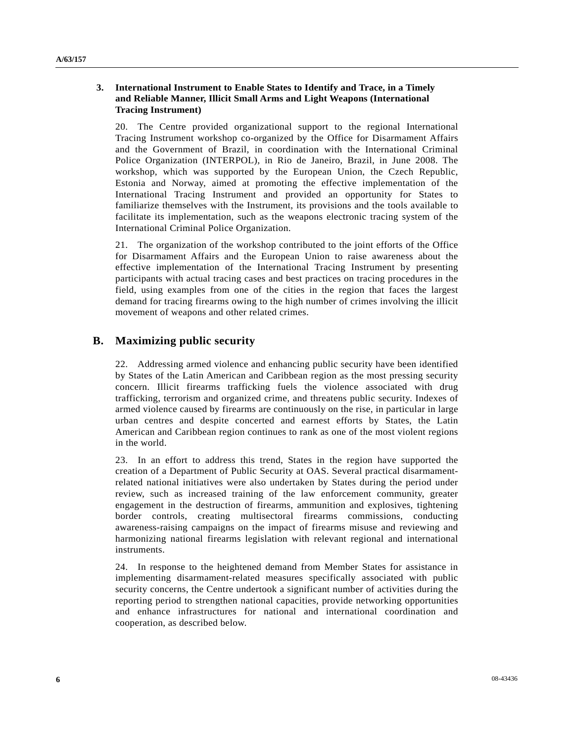### 3. International Instrument to Enable States to Identify and Trace, in a Timely and Reliable Manner, Illicit Small Arms and Light Weapons (International Tracing Instrument)

20. The Centre provided organizational support to the regional International Tracing Instrument workshop co-organized by the Office for Disarmament Affairs and the Government of Brazil, in coordination with the International Criminal Police Organization (INTERPOL), in Rio de Janeiro, Brazil, in June 2008. The workshop, which was supported by the European Union, the Czech Republic, Estonia and Norway, aimed at promoting the effective implementation of the International Tracing Instrument and provided an opportunity for States to familiarize themselves with the Instrument, its provisions and the tools available to facilitate its implementation, such as the weapons electronic tracing system of the International Criminal Police Organization.

21. The organization of the workshop contributed to the joint efforts of the Office for Disarmament Affairs and the European Union to raise awareness about the effective implementation of the International Tracing Instrument by presenting participants with actual tracing cases and best practices on tracing procedures in the field, using examples from one of the cities in the region that faces the largest demand for tracing firearms owing to the high number of crimes involving the illicit movement of weapons and other related crimes.

## B. Maximizing public security

22. Addressing armed violence and enhancing public security have been identified by States of the Latin American and Caribbean region as the most pressing security concern. Illicit firearms trafficking fuels the violence associated with drug trafficking, terrorism and organized crime, and threatens public security. Indexes of armed violence caused by firearms are continuously on the rise, in particular in large urban centres and despite concerted and earnest efforts by States, the Latin American and Caribbean region continues to rank as one of the most violent regions in the world.

23. In an effort to address this trend, States in the region have supported the creation of a Department of Public Security at OAS. Several practical disarmament-related national initiatives were also undertaken by States during the period under review, such as increased training of the law enforcement community, greater engagement in the destruction of firearms, ammunition and explosives, tightening border controls, creating multisectoral firearms commissions, conducting awareness-raising campaigns on the impact of firearms misuse and reviewing and harmonizing national firearms legislation with relevant regional and international instruments.

24. In response to the heightened demand from Member States for assistance in implementing disarmament-related measures specifically associated with public security concerns, the Centre undertook a significant number of activities during the reporting period to strengthen national capacities, provide networking opportunities and enhance infrastructures for national and international coordination and cooperation, as described below.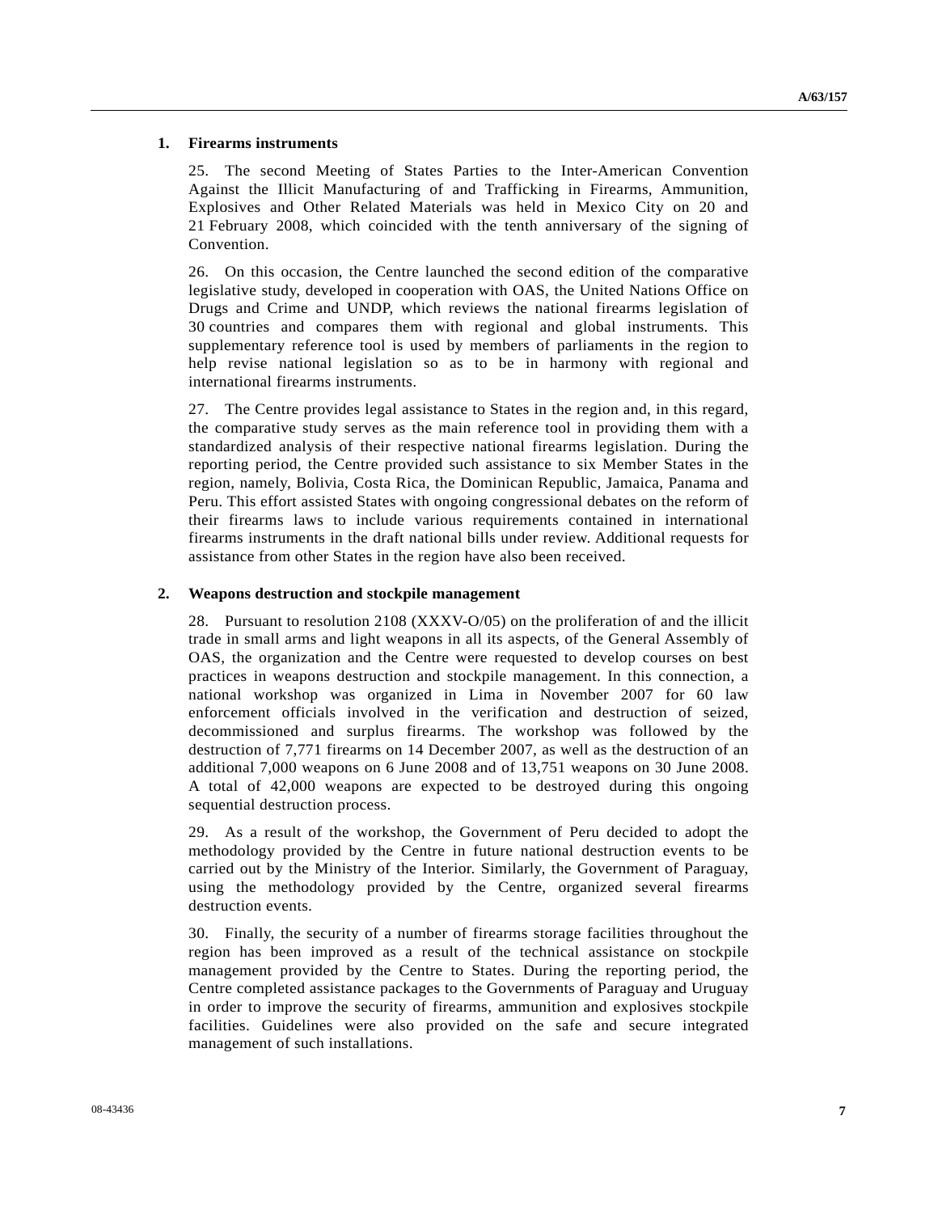### 1. Firearms instruments

25. The second Meeting of States Parties to the Inter-American Convention Against the Illicit Manufacturing of and Trafficking in Firearms, Ammunition, Explosives and Other Related Materials was held in Mexico City on 20 and 21 February 2008, which coincided with the tenth anniversary of the signing of Convention.

26. On this occasion, the Centre launched the second edition of the comparative legislative study, developed in cooperation with OAS, the United Nations Office on Drugs and Crime and UNDP, which reviews the national firearms legislation of 30 countries and compares them with regional and global instruments. This supplementary reference tool is used by members of parliaments in the region to help revise national legislation so as to be in harmony with regional and international firearms instruments.

27. The Centre provides legal assistance to States in the region and, in this regard, the comparative study serves as the main reference tool in providing them with a standardized analysis of their respective national firearms legislation. During the reporting period, the Centre provided such assistance to six Member States in the region, namely, Bolivia, Costa Rica, the Dominican Republic, Jamaica, Panama and Peru. This effort assisted States with ongoing congressional debates on the reform of their firearms laws to include various requirements contained in international firearms instruments in the draft national bills under review. Additional requests for assistance from other States in the region have also been received.

### 2. Weapons destruction and stockpile management

28. Pursuant to resolution 2108 (XXXV-O/05) on the proliferation of and the illicit trade in small arms and light weapons in all its aspects, of the General Assembly of OAS, the organization and the Centre were requested to develop courses on best practices in weapons destruction and stockpile management. In this connection, a national workshop was organized in Lima in November 2007 for 60 law enforcement officials involved in the verification and destruction of seized, decommissioned and surplus firearms. The workshop was followed by the destruction of 7,771 firearms on 14 December 2007, as well as the destruction of an additional 7,000 weapons on 6 June 2008 and of 13,751 weapons on 30 June 2008. A total of 42,000 weapons are expected to be destroyed during this ongoing sequential destruction process.

29. As a result of the workshop, the Government of Peru decided to adopt the methodology provided by the Centre in future national destruction events to be carried out by the Ministry of the Interior. Similarly, the Government of Paraguay, using the methodology provided by the Centre, organized several firearms destruction events.

30. Finally, the security of a number of firearms storage facilities throughout the region has been improved as a result of the technical assistance on stockpile management provided by the Centre to States. During the reporting period, the Centre completed assistance packages to the Governments of Paraguay and Uruguay in order to improve the security of firearms, ammunition and explosives stockpile facilities. Guidelines were also provided on the safe and secure integrated management of such installations.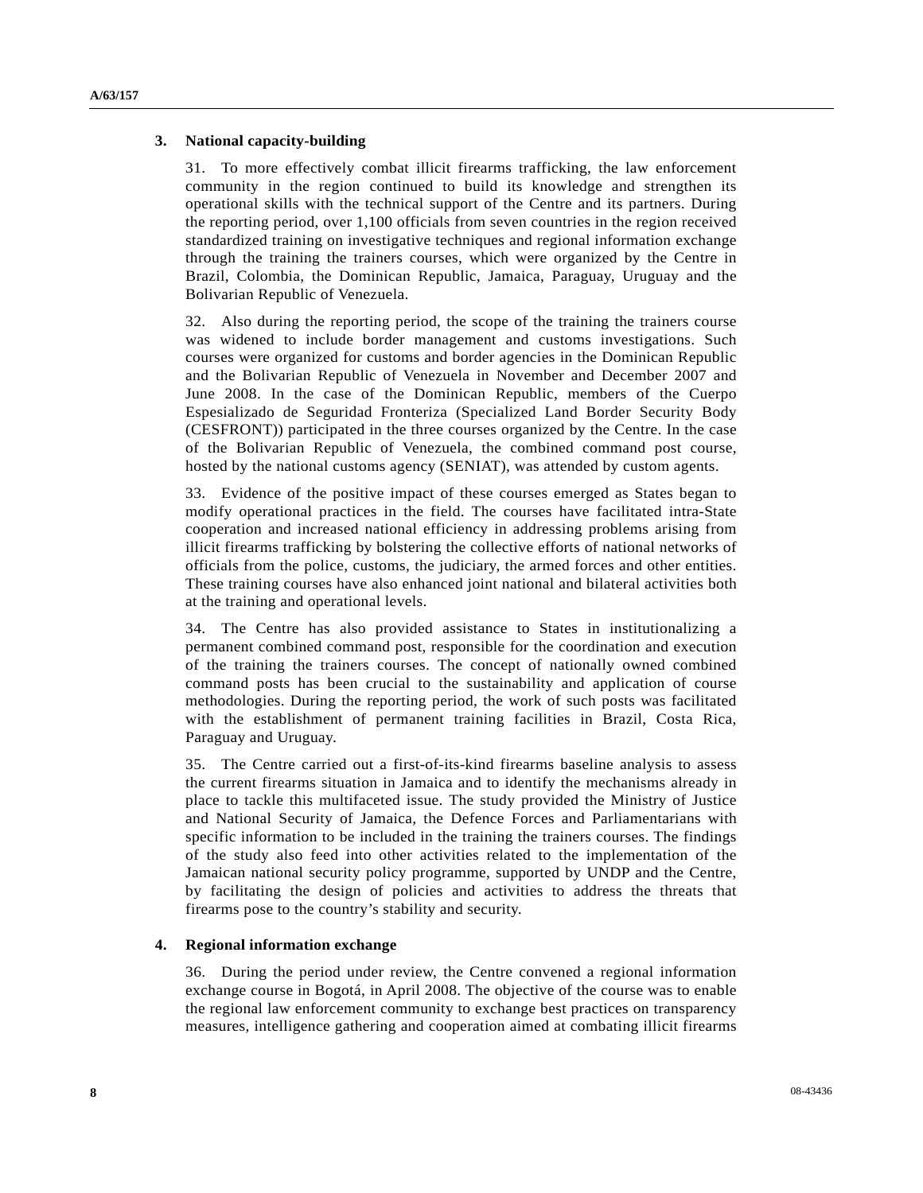### 3. National capacity-building

31. To more effectively combat illicit firearms trafficking, the law enforcement community in the region continued to build its knowledge and strengthen its operational skills with the technical support of the Centre and its partners. During the reporting period, over 1,100 officials from seven countries in the region received standardized training on investigative techniques and regional information exchange through the training the trainers courses, which were organized by the Centre in Brazil, Colombia, the Dominican Republic, Jamaica, Paraguay, Uruguay and the Bolivarian Republic of Venezuela.

32. Also during the reporting period, the scope of the training the trainers course was widened to include border management and customs investigations. Such courses were organized for customs and border agencies in the Dominican Republic and the Bolivarian Republic of Venezuela in November and December 2007 and June 2008. In the case of the Dominican Republic, members of the Cuerpo Espesializado de Seguridad Fronteriza (Specialized Land Border Security Body (CESFRONT)) participated in the three courses organized by the Centre. In the case of the Bolivarian Republic of Venezuela, the combined command post course, hosted by the national customs agency (SENIAT), was attended by custom agents.

33. Evidence of the positive impact of these courses emerged as States began to modify operational practices in the field. The courses have facilitated intra-State cooperation and increased national efficiency in addressing problems arising from illicit firearms trafficking by bolstering the collective efforts of national networks of officials from the police, customs, the judiciary, the armed forces and other entities. These training courses have also enhanced joint national and bilateral activities both at the training and operational levels.

34. The Centre has also provided assistance to States in institutionalizing a permanent combined command post, responsible for the coordination and execution of the training the trainers courses. The concept of nationally owned combined command posts has been crucial to the sustainability and application of course methodologies. During the reporting period, the work of such posts was facilitated with the establishment of permanent training facilities in Brazil, Costa Rica, Paraguay and Uruguay.

35. The Centre carried out a first-of-its-kind firearms baseline analysis to assess the current firearms situation in Jamaica and to identify the mechanisms already in place to tackle this multifaceted issue. The study provided the Ministry of Justice and National Security of Jamaica, the Defence Forces and Parliamentarians with specific information to be included in the training the trainers courses. The findings of the study also feed into other activities related to the implementation of the Jamaican national security policy programme, supported by UNDP and the Centre, by facilitating the design of policies and activities to address the threats that firearms pose to the country's stability and security.

### 4. Regional information exchange

36. During the period under review, the Centre convened a regional information exchange course in Bogotá, in April 2008. The objective of the course was to enable the regional law enforcement community to exchange best practices on transparency measures, intelligence gathering and cooperation aimed at combating illicit firearms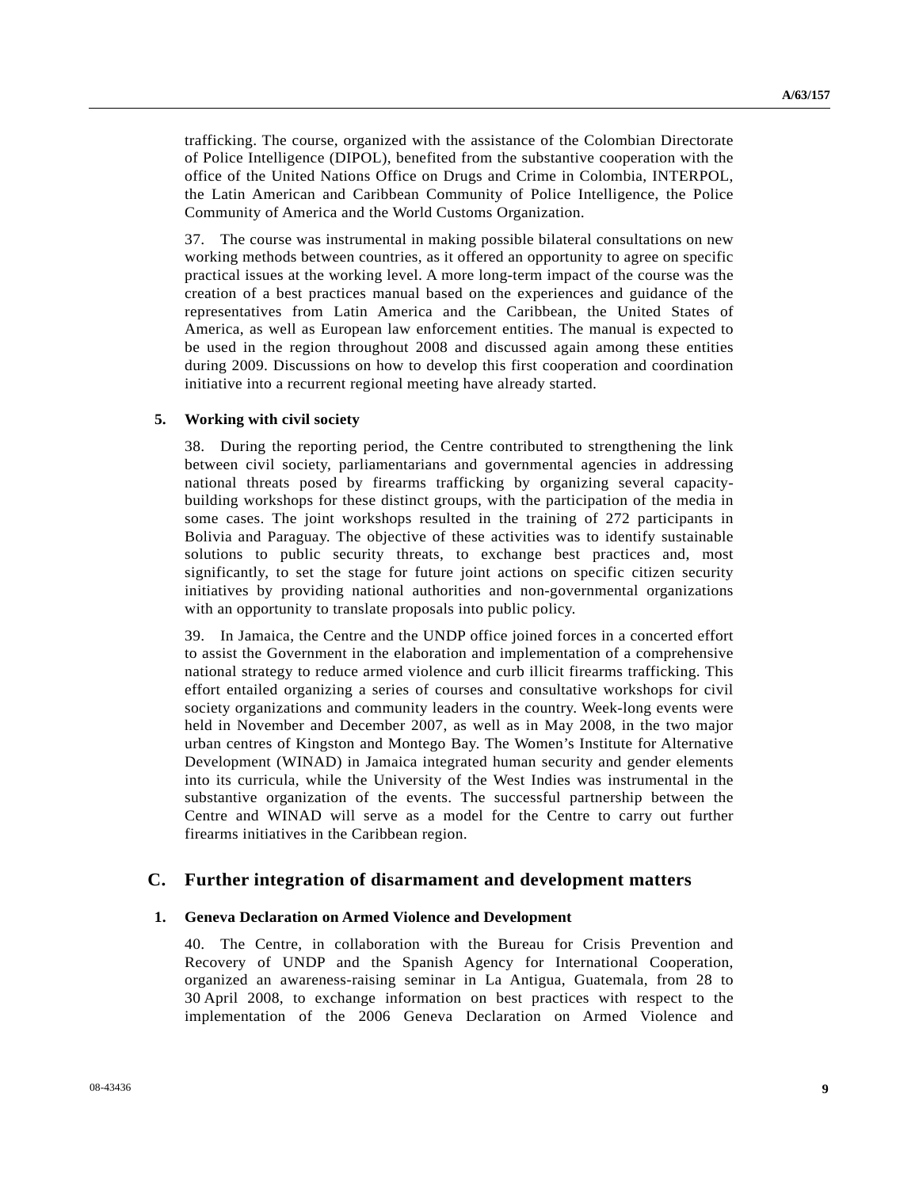trafficking. The course, organized with the assistance of the Colombian Directorate of Police Intelligence (DIPOL), benefited from the substantive cooperation with the office of the United Nations Office on Drugs and Crime in Colombia, INTERPOL, the Latin American and Caribbean Community of Police Intelligence, the Police Community of America and the World Customs Organization.

37. The course was instrumental in making possible bilateral consultations on new working methods between countries, as it offered an opportunity to agree on specific practical issues at the working level. A more long-term impact of the course was the creation of a best practices manual based on the experiences and guidance of the representatives from Latin America and the Caribbean, the United States of America, as well as European law enforcement entities. The manual is expected to be used in the region throughout 2008 and discussed again among these entities during 2009. Discussions on how to develop this first cooperation and coordination initiative into a recurrent regional meeting have already started.

### 5. Working with civil society

38. During the reporting period, the Centre contributed to strengthening the link between civil society, parliamentarians and governmental agencies in addressing national threats posed by firearms trafficking by organizing several capacity-building workshops for these distinct groups, with the participation of the media in some cases. The joint workshops resulted in the training of 272 participants in Bolivia and Paraguay. The objective of these activities was to identify sustainable solutions to public security threats, to exchange best practices and, most significantly, to set the stage for future joint actions on specific citizen security initiatives by providing national authorities and non-governmental organizations with an opportunity to translate proposals into public policy.

39. In Jamaica, the Centre and the UNDP office joined forces in a concerted effort to assist the Government in the elaboration and implementation of a comprehensive national strategy to reduce armed violence and curb illicit firearms trafficking. This effort entailed organizing a series of courses and consultative workshops for civil society organizations and community leaders in the country. Week-long events were held in November and December 2007, as well as in May 2008, in the two major urban centres of Kingston and Montego Bay. The Women's Institute for Alternative Development (WINAD) in Jamaica integrated human security and gender elements into its curricula, while the University of the West Indies was instrumental in the substantive organization of the events. The successful partnership between the Centre and WINAD will serve as a model for the Centre to carry out further firearms initiatives in the Caribbean region.

## C. Further integration of disarmament and development matters

### 1. Geneva Declaration on Armed Violence and Development

40. The Centre, in collaboration with the Bureau for Crisis Prevention and Recovery of UNDP and the Spanish Agency for International Cooperation, organized an awareness-raising seminar in La Antigua, Guatemala, from 28 to 30 April 2008, to exchange information on best practices with respect to the implementation of the 2006 Geneva Declaration on Armed Violence and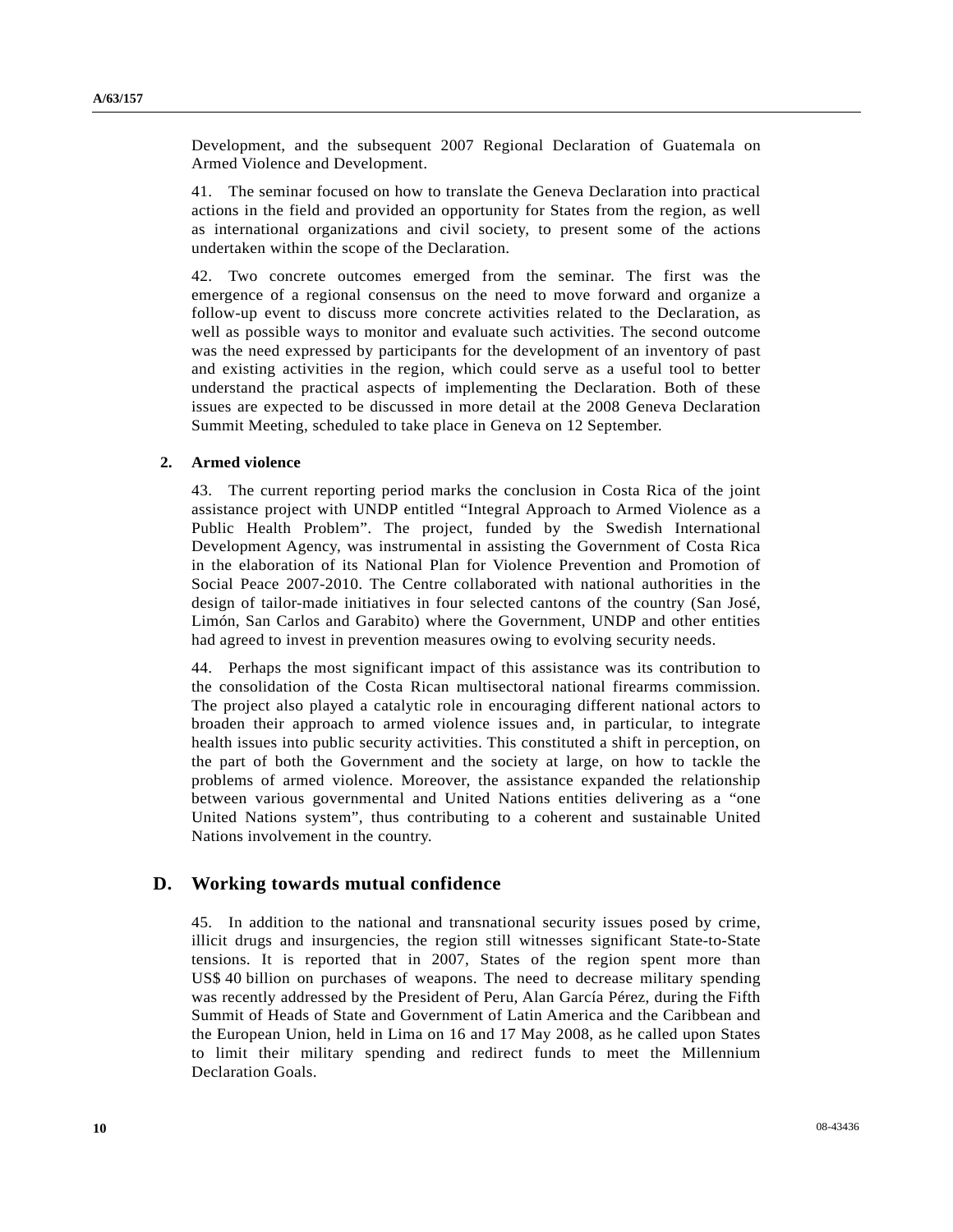Development, and the subsequent 2007 Regional Declaration of Guatemala on Armed Violence and Development.

41. The seminar focused on how to translate the Geneva Declaration into practical actions in the field and provided an opportunity for States from the region, as well as international organizations and civil society, to present some of the actions undertaken within the scope of the Declaration.

42. Two concrete outcomes emerged from the seminar. The first was the emergence of a regional consensus on the need to move forward and organize a follow-up event to discuss more concrete activities related to the Declaration, as well as possible ways to monitor and evaluate such activities. The second outcome was the need expressed by participants for the development of an inventory of past and existing activities in the region, which could serve as a useful tool to better understand the practical aspects of implementing the Declaration. Both of these issues are expected to be discussed in more detail at the 2008 Geneva Declaration Summit Meeting, scheduled to take place in Geneva on 12 September.

### 2. Armed violence

43. The current reporting period marks the conclusion in Costa Rica of the joint assistance project with UNDP entitled "Integral Approach to Armed Violence as a Public Health Problem". The project, funded by the Swedish International Development Agency, was instrumental in assisting the Government of Costa Rica in the elaboration of its National Plan for Violence Prevention and Promotion of Social Peace 2007-2010. The Centre collaborated with national authorities in the design of tailor-made initiatives in four selected cantons of the country (San José, Limón, San Carlos and Garabito) where the Government, UNDP and other entities had agreed to invest in prevention measures owing to evolving security needs.

44. Perhaps the most significant impact of this assistance was its contribution to the consolidation of the Costa Rican multisectoral national firearms commission. The project also played a catalytic role in encouraging different national actors to broaden their approach to armed violence issues and, in particular, to integrate health issues into public security activities. This constituted a shift in perception, on the part of both the Government and the society at large, on how to tackle the problems of armed violence. Moreover, the assistance expanded the relationship between various governmental and United Nations entities delivering as a "one United Nations system", thus contributing to a coherent and sustainable United Nations involvement in the country.

## D. Working towards mutual confidence

45. In addition to the national and transnational security issues posed by crime, illicit drugs and insurgencies, the region still witnesses significant State-to-State tensions. It is reported that in 2007, States of the region spent more than US$ 40 billion on purchases of weapons. The need to decrease military spending was recently addressed by the President of Peru, Alan García Pérez, during the Fifth Summit of Heads of State and Government of Latin America and the Caribbean and the European Union, held in Lima on 16 and 17 May 2008, as he called upon States to limit their military spending and redirect funds to meet the Millennium Declaration Goals.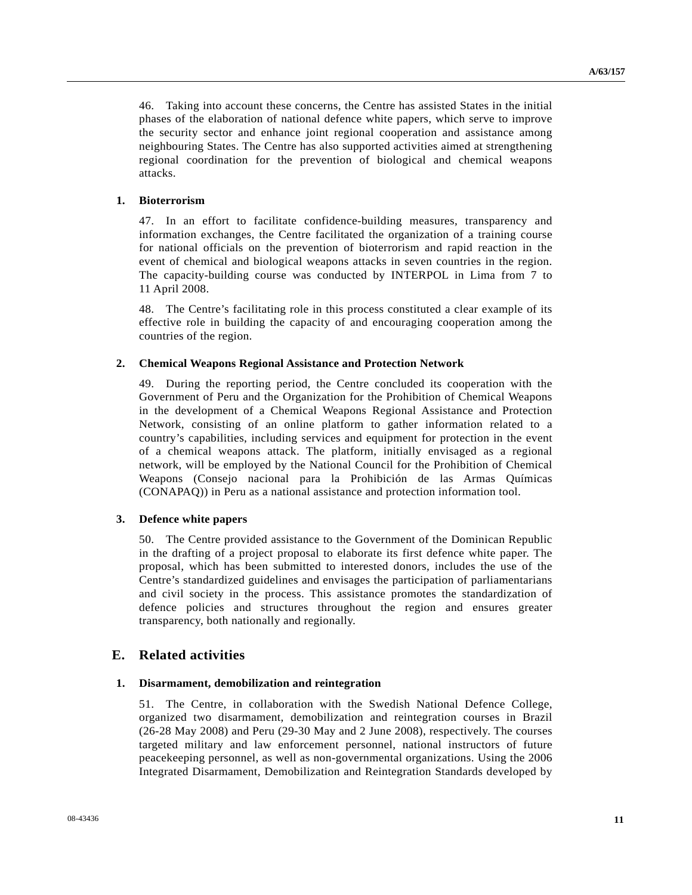46. Taking into account these concerns, the Centre has assisted States in the initial phases of the elaboration of national defence white papers, which serve to improve the security sector and enhance joint regional cooperation and assistance among neighbouring States. The Centre has also supported activities aimed at strengthening regional coordination for the prevention of biological and chemical weapons attacks.

### 1. Bioterrorism

47. In an effort to facilitate confidence-building measures, transparency and information exchanges, the Centre facilitated the organization of a training course for national officials on the prevention of bioterrorism and rapid reaction in the event of chemical and biological weapons attacks in seven countries in the region. The capacity-building course was conducted by INTERPOL in Lima from 7 to 11 April 2008.

48. The Centre's facilitating role in this process constituted a clear example of its effective role in building the capacity of and encouraging cooperation among the countries of the region.

### 2. Chemical Weapons Regional Assistance and Protection Network

49. During the reporting period, the Centre concluded its cooperation with the Government of Peru and the Organization for the Prohibition of Chemical Weapons in the development of a Chemical Weapons Regional Assistance and Protection Network, consisting of an online platform to gather information related to a country's capabilities, including services and equipment for protection in the event of a chemical weapons attack. The platform, initially envisaged as a regional network, will be employed by the National Council for the Prohibition of Chemical Weapons (Consejo nacional para la Prohibición de las Armas Químicas (CONAPAQ)) in Peru as a national assistance and protection information tool.

### 3. Defence white papers

50. The Centre provided assistance to the Government of the Dominican Republic in the drafting of a project proposal to elaborate its first defence white paper. The proposal, which has been submitted to interested donors, includes the use of the Centre's standardized guidelines and envisages the participation of parliamentarians and civil society in the process. This assistance promotes the standardization of defence policies and structures throughout the region and ensures greater transparency, both nationally and regionally.

## E. Related activities

### 1. Disarmament, demobilization and reintegration

51. The Centre, in collaboration with the Swedish National Defence College, organized two disarmament, demobilization and reintegration courses in Brazil (26-28 May 2008) and Peru (29-30 May and 2 June 2008), respectively. The courses targeted military and law enforcement personnel, national instructors of future peacekeeping personnel, as well as non-governmental organizations. Using the 2006 Integrated Disarmament, Demobilization and Reintegration Standards developed by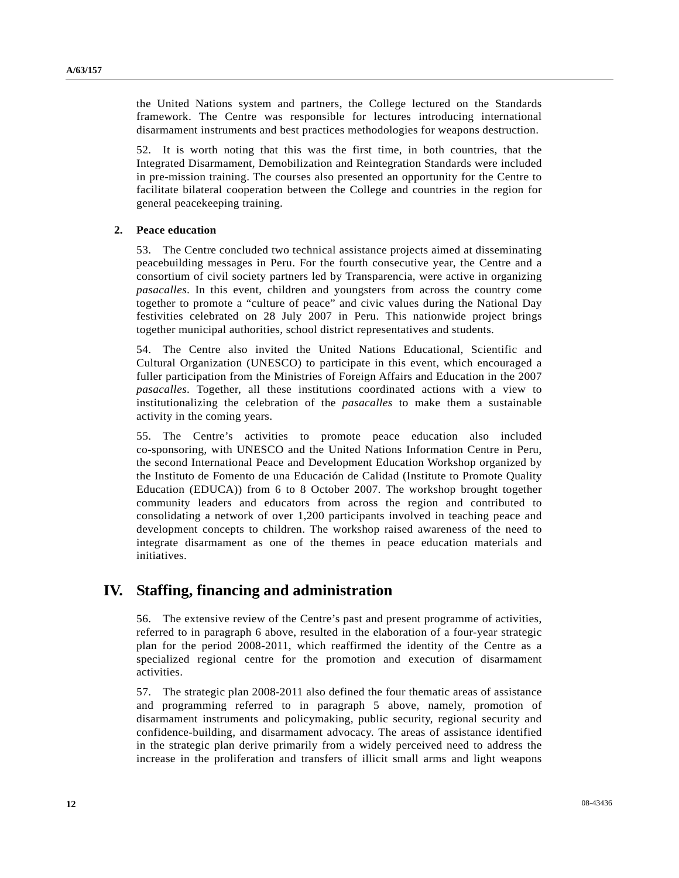the United Nations system and partners, the College lectured on the Standards framework. The Centre was responsible for lectures introducing international disarmament instruments and best practices methodologies for weapons destruction.

52. It is worth noting that this was the first time, in both countries, that the Integrated Disarmament, Demobilization and Reintegration Standards were included in pre-mission training. The courses also presented an opportunity for the Centre to facilitate bilateral cooperation between the College and countries in the region for general peacekeeping training.

### 2. Peace education

53. The Centre concluded two technical assistance projects aimed at disseminating peacebuilding messages in Peru. For the fourth consecutive year, the Centre and a consortium of civil society partners led by Transparencia, were active in organizing *pasacalles*. In this event, children and youngsters from across the country come together to promote a "culture of peace" and civic values during the National Day festivities celebrated on 28 July 2007 in Peru. This nationwide project brings together municipal authorities, school district representatives and students.

54. The Centre also invited the United Nations Educational, Scientific and Cultural Organization (UNESCO) to participate in this event, which encouraged a fuller participation from the Ministries of Foreign Affairs and Education in the 2007 *pasacalles*. Together, all these institutions coordinated actions with a view to institutionalizing the celebration of the *pasacalles* to make them a sustainable activity in the coming years.

55. The Centre's activities to promote peace education also included co-sponsoring, with UNESCO and the United Nations Information Centre in Peru, the second International Peace and Development Education Workshop organized by the Instituto de Fomento de una Educación de Calidad (Institute to Promote Quality Education (EDUCA)) from 6 to 8 October 2007. The workshop brought together community leaders and educators from across the region and contributed to consolidating a network of over 1,200 participants involved in teaching peace and development concepts to children. The workshop raised awareness of the need to integrate disarmament as one of the themes in peace education materials and initiatives.

## IV. Staffing, financing and administration

56. The extensive review of the Centre's past and present programme of activities, referred to in paragraph 6 above, resulted in the elaboration of a four-year strategic plan for the period 2008-2011, which reaffirmed the identity of the Centre as a specialized regional centre for the promotion and execution of disarmament activities.

57. The strategic plan 2008-2011 also defined the four thematic areas of assistance and programming referred to in paragraph 5 above, namely, promotion of disarmament instruments and policymaking, public security, regional security and confidence-building, and disarmament advocacy. The areas of assistance identified in the strategic plan derive primarily from a widely perceived need to address the increase in the proliferation and transfers of illicit small arms and light weapons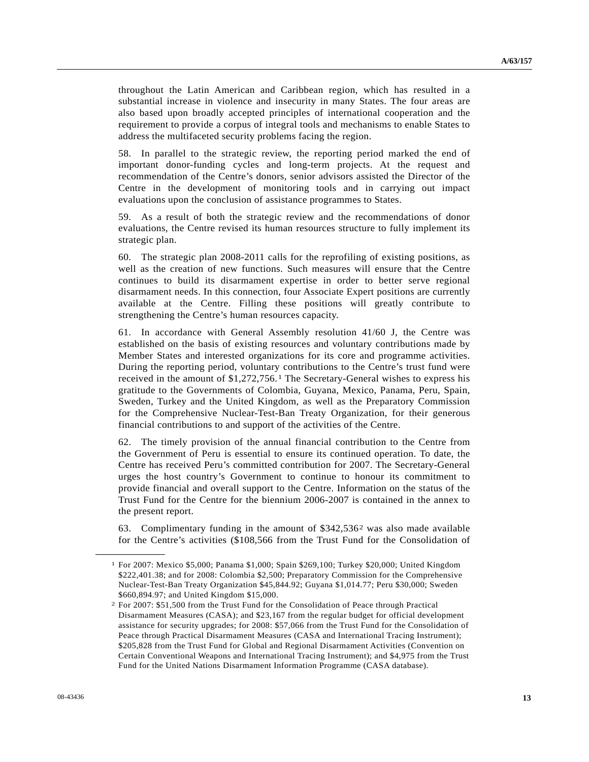throughout the Latin American and Caribbean region, which has resulted in a substantial increase in violence and insecurity in many States. The four areas are also based upon broadly accepted principles of international cooperation and the requirement to provide a corpus of integral tools and mechanisms to enable States to address the multifaceted security problems facing the region.

58. In parallel to the strategic review, the reporting period marked the end of important donor-funding cycles and long-term projects. At the request and recommendation of the Centre's donors, senior advisors assisted the Director of the Centre in the development of monitoring tools and in carrying out impact evaluations upon the conclusion of assistance programmes to States.

59. As a result of both the strategic review and the recommendations of donor evaluations, the Centre revised its human resources structure to fully implement its strategic plan.

60. The strategic plan 2008-2011 calls for the reprofiling of existing positions, as well as the creation of new functions. Such measures will ensure that the Centre continues to build its disarmament expertise in order to better serve regional disarmament needs. In this connection, four Associate Expert positions are currently available at the Centre. Filling these positions will greatly contribute to strengthening the Centre's human resources capacity.

61. In accordance with General Assembly resolution 41/60 J, the Centre was established on the basis of existing resources and voluntary contributions made by Member States and interested organizations for its core and programme activities. During the reporting period, voluntary contributions to the Centre's trust fund were received in the amount of $1,272,756.[1] The Secretary-General wishes to express his gratitude to the Governments of Colombia, Guyana, Mexico, Panama, Peru, Spain, Sweden, Turkey and the United Kingdom, as well as the Preparatory Commission for the Comprehensive Nuclear-Test-Ban Treaty Organization, for their generous financial contributions to and support of the activities of the Centre.

62. The timely provision of the annual financial contribution to the Centre from the Government of Peru is essential to ensure its continued operation. To date, the Centre has received Peru's committed contribution for 2007. The Secretary-General urges the host country's Government to continue to honour its commitment to provide financial and overall support to the Centre. Information on the status of the Trust Fund for the Centre for the biennium 2006-2007 is contained in the annex to the present report.

63. Complimentary funding in the amount of $342,536[2] was also made available for the Centre's activities ($108,566 from the Trust Fund for the Consolidation of

---

[1] For 2007: Mexico $5,000; Panama $1,000; Spain $269,100; Turkey $20,000; United Kingdom $222,401.38; and for 2008: Colombia $2,500; Preparatory Commission for the Comprehensive Nuclear-Test-Ban Treaty Organization $45,844.92; Guyana $1,014.77; Peru $30,000; Sweden $660,894.97; and United Kingdom $15,000.

[2] For 2007: $51,500 from the Trust Fund for the Consolidation of Peace through Practical Disarmament Measures (CASA); and $23,167 from the regular budget for official development assistance for security upgrades; for 2008: $57,066 from the Trust Fund for the Consolidation of Peace through Practical Disarmament Measures (CASA and International Tracing Instrument); $205,828 from the Trust Fund for Global and Regional Disarmament Activities (Convention on Certain Conventional Weapons and International Tracing Instrument); and $4,975 from the Trust Fund for the United Nations Disarmament Information Programme (CASA database).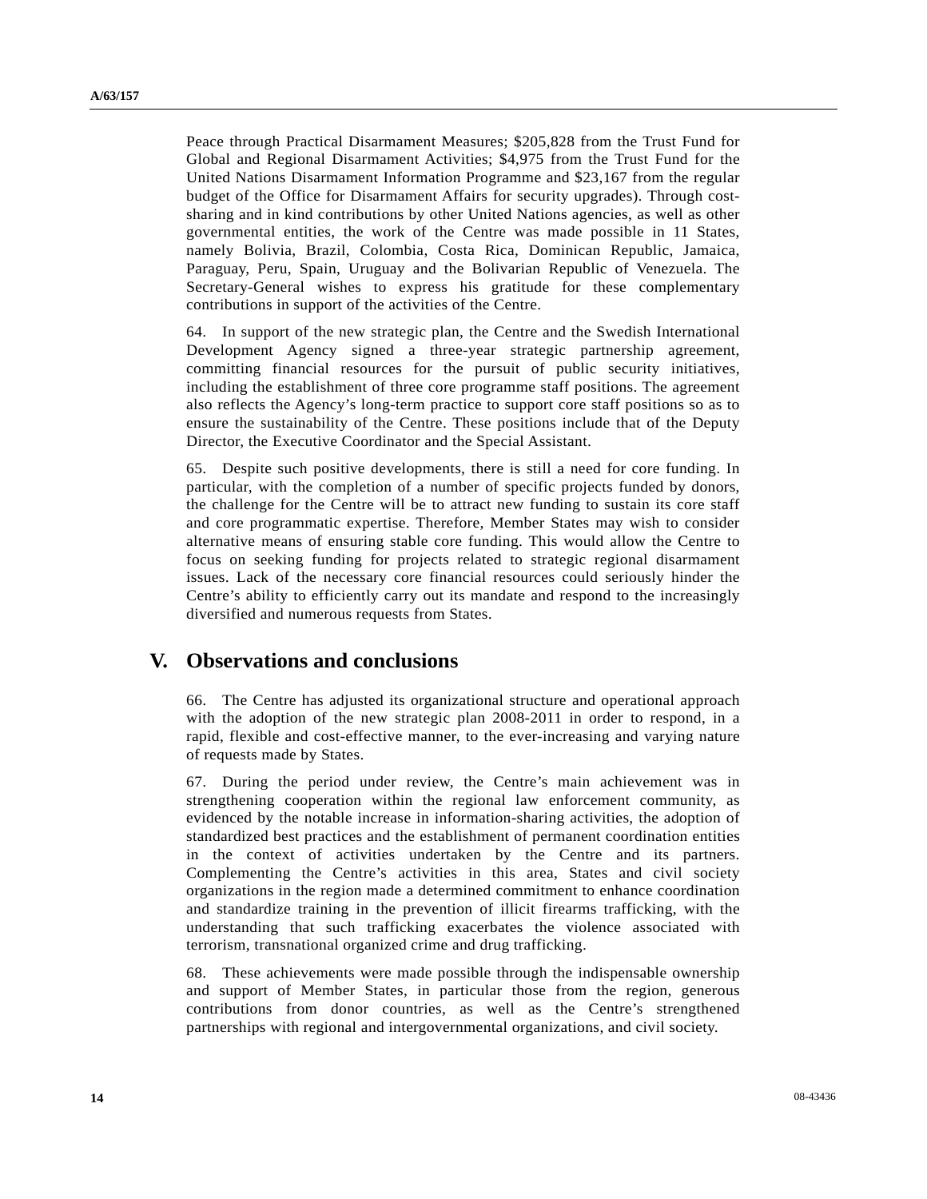Peace through Practical Disarmament Measures; $205,828 from the Trust Fund for Global and Regional Disarmament Activities; $4,975 from the Trust Fund for the United Nations Disarmament Information Programme and $23,167 from the regular budget of the Office for Disarmament Affairs for security upgrades). Through cost-sharing and in kind contributions by other United Nations agencies, as well as other governmental entities, the work of the Centre was made possible in 11 States, namely Bolivia, Brazil, Colombia, Costa Rica, Dominican Republic, Jamaica, Paraguay, Peru, Spain, Uruguay and the Bolivarian Republic of Venezuela. The Secretary-General wishes to express his gratitude for these complementary contributions in support of the activities of the Centre.

64. In support of the new strategic plan, the Centre and the Swedish International Development Agency signed a three-year strategic partnership agreement, committing financial resources for the pursuit of public security initiatives, including the establishment of three core programme staff positions. The agreement also reflects the Agency's long-term practice to support core staff positions so as to ensure the sustainability of the Centre. These positions include that of the Deputy Director, the Executive Coordinator and the Special Assistant.

65. Despite such positive developments, there is still a need for core funding. In particular, with the completion of a number of specific projects funded by donors, the challenge for the Centre will be to attract new funding to sustain its core staff and core programmatic expertise. Therefore, Member States may wish to consider alternative means of ensuring stable core funding. This would allow the Centre to focus on seeking funding for projects related to strategic regional disarmament issues. Lack of the necessary core financial resources could seriously hinder the Centre's ability to efficiently carry out its mandate and respond to the increasingly diversified and numerous requests from States.

# V. Observations and conclusions

66. The Centre has adjusted its organizational structure and operational approach with the adoption of the new strategic plan 2008-2011 in order to respond, in a rapid, flexible and cost-effective manner, to the ever-increasing and varying nature of requests made by States.

67. During the period under review, the Centre's main achievement was in strengthening cooperation within the regional law enforcement community, as evidenced by the notable increase in information-sharing activities, the adoption of standardized best practices and the establishment of permanent coordination entities in the context of activities undertaken by the Centre and its partners. Complementing the Centre's activities in this area, States and civil society organizations in the region made a determined commitment to enhance coordination and standardize training in the prevention of illicit firearms trafficking, with the understanding that such trafficking exacerbates the violence associated with terrorism, transnational organized crime and drug trafficking.

68. These achievements were made possible through the indispensable ownership and support of Member States, in particular those from the region, generous contributions from donor countries, as well as the Centre's strengthened partnerships with regional and intergovernmental organizations, and civil society.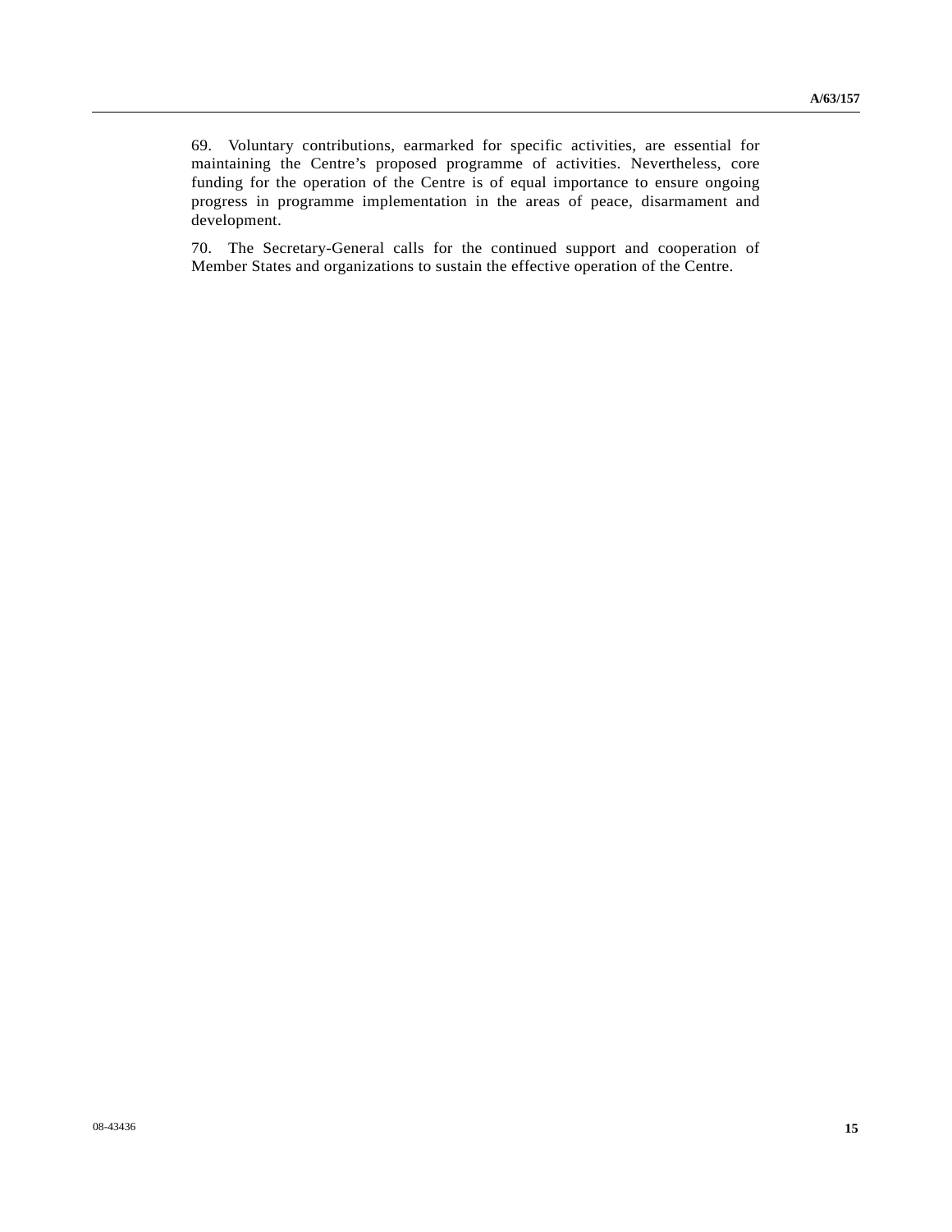69. Voluntary contributions, earmarked for specific activities, are essential for maintaining the Centre's proposed programme of activities. Nevertheless, core funding for the operation of the Centre is of equal importance to ensure ongoing progress in programme implementation in the areas of peace, disarmament and development.

70. The Secretary-General calls for the continued support and cooperation of Member States and organizations to sustain the effective operation of the Centre.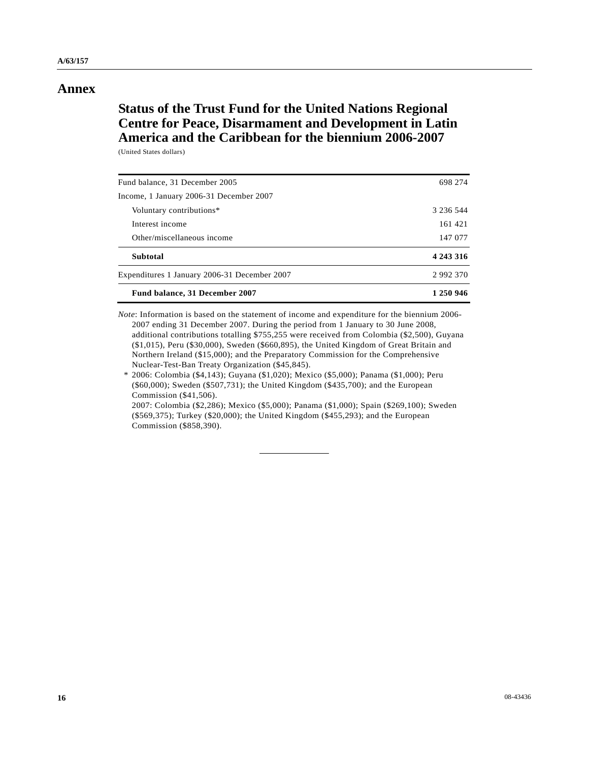# Annex

## Status of the Trust Fund for the United Nations Regional Centre for Peace, Disarmament and Development in Latin America and the Caribbean for the biennium 2006-2007

(United States dollars)

| | |
|---|---|
| Fund balance, 31 December 2005 | 698 274 |
| Income, 1 January 2006-31 December 2007 | |
| Voluntary contributions* | 3 236 544 |
| Interest income | 161 421 |
| Other/miscellaneous income | 147 077 |
| **Subtotal** | **4 243 316** |
| Expenditures 1 January 2006-31 December 2007 | 2 992 370 |
| **Fund balance, 31 December 2007** | **1 250 946** |

*Note*: Information is based on the statement of income and expenditure for the biennium 2006-2007 ending 31 December 2007. During the period from 1 January to 30 June 2008, additional contributions totalling $755,255 were received from Colombia ($2,500), Guyana ($1,015), Peru ($30,000), Sweden ($660,895), the United Kingdom of Great Britain and Northern Ireland ($15,000); and the Preparatory Commission for the Comprehensive Nuclear-Test-Ban Treaty Organization ($45,845).

\* 2006: Colombia ($4,143); Guyana ($1,020); Mexico ($5,000); Panama ($1,000); Peru ($60,000); Sweden ($507,731); the United Kingdom ($435,700); and the European Commission ($41,506).
2007: Colombia ($2,286); Mexico ($5,000); Panama ($1,000); Spain ($269,100); Sweden ($569,375); Turkey ($20,000); the United Kingdom ($455,293); and the European Commission ($858,390).